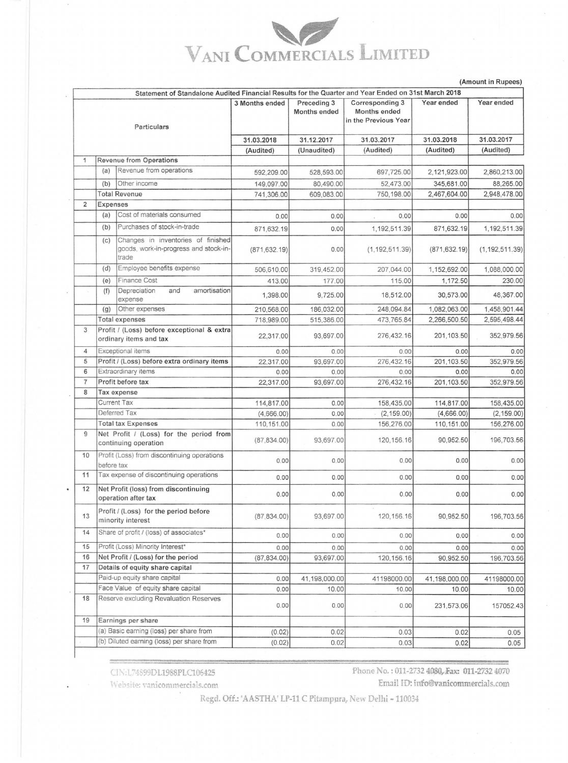# VANI COMMERCIALS LIMITED

(Amount in Rupees)

| | | Particulars | 3 Months ended | Preceding 3 Months ended | Corresponding 3 Months ended in the Previous Year | Year ended | Year ended |
|---|---|---|---|---|---|---|---|
| | | | 31.03.2018 | 31.12.2017 | 31.03.2017 | 31.03.2018 | 31.03.2017 |
| | | | (Audited) | (Unaudited) | (Audited) | (Audited) | (Audited) |
| 1 | | Revenue from Operations | | | | | |
| | (a) | Revenue from operations | 592,209.00 | 528,593.00 | 697,725.00 | 2,121,923.00 | 2,860,213.00 |
| | (b) | Other income | 149,097.00 | 80,490.00 | 52,473.00 | 345,681.00 | 88,265.00 |
| | | Total Revenue | 741,306.00 | 609,083.00 | 750,198.00 | 2,467,604.00 | 2,948,478.00 |
| 2 | | Expenses | | | | | |
| | (a) | Cost of materials consumed | 0.00 | 0.00 | 0.00 | 0.00 | 0.00 |
| | (b) | Purchases of stock-in-trade | 871,632.19 | 0.00 | 1,192,511.39 | 871,632.19 | 1,192,511.39 |
| | (c) | Changes in inventories of finished goods, work-in-progress and stock-in-trade | (871,632.19) | 0.00 | (1,192,511.39) | (871,632.19) | (1,192,511.39) |
| | (d) | Employee benefits expense | 506,610.00 | 319,452.00 | 207,044.00 | 1,152,692.00 | 1,088,000.00 |
| | (e) | Finance Cost | 413.00 | 177.00 | 115.00 | 1,172.50 | 230.00 |
| | (f) | Depreciation and amortisation expense | 1,398.00 | 9,725.00 | 18,512.00 | 30,573.00 | 48,367.00 |
| | (g) | Other expenses | 210,568.00 | 186,032.00 | 248,094.84 | 1,082,063.00 | 1,458,901.44 |
| | | Total expenses | 718,989.00 | 515,386.00 | 473,765.84 | 2,266,500.50 | 2,595,498.44 |
| 3 | | Profit / (Loss) before exceptional & extra ordinary items and tax | 22,317.00 | 93,697.00 | 276,432.16 | 201,103.50 | 352,979.56 |
| 4 | | Exceptional items | 0.00 | 0.00 | 0.00 | 0.00 | 0.00 |
| 5 | | Profit / (Loss) before extra ordinary items | 22,317.00 | 93,697.00 | 276,432.16 | 201,103.50 | 352,979.56 |
| 6 | | Extraordinary items | 0.00 | 0.00 | 0.00 | 0.00 | 0.00 |
| 7 | | Profit before tax | 22,317.00 | 93,697.00 | 276,432.16 | 201,103.50 | 352,979.56 |
| 8 | | Tax expense | | | | | |
| | | Current Tax | 114,817.00 | 0.00 | 158,435.00 | 114,817.00 | 158,435.00 |
| | | Deferred Tax | (4,666.00) | 0.00 | (2,159.00) | (4,666.00) | (2,159.00) |
| | | Total tax Expenses | 110,151.00 | 0.00 | 156,276.00 | 110,151.00 | 156,276.00 |
| 9 | | Net Profit / (Loss) for the period from continuing operation | (87,834.00) | 93,697.00 | 120,156.16 | 90,952.50 | 196,703.56 |
| 10 | | Profit (Loss) from discontinuing operations before tax | 0.00 | 0.00 | 0.00 | 0.00 | 0.00 |
| 11 | | Tax expense of discontinuing operations | 0.00 | 0.00 | 0.00 | 0.00 | 0.00 |
| 12 | | Net Profit (loss) from discontinuing operation after tax | 0.00 | 0.00 | 0.00 | 0.00 | 0.00 |
| 13 | | Profit / (Loss) for the period before minority interest | (87,834.00) | 93,697.00 | 120,156.16 | 90,952.50 | 196,703.56 |
| 14 | | Share of profit / (loss) of associates* | 0.00 | 0.00 | 0.00 | 0.00 | 0.00 |
| 15 | | Profit (Loss) Minority Interest* | 0.00 | 0.00 | 0.00 | 0.00 | 0.00 |
| 16 | | Net Profit / (Loss) for the period | (87,834.00) | 93,697.00 | 120,156.16 | 90,952.50 | 196,703.56 |
| 17 | | Details of equity share capital | | | | | |
| | | Paid-up equity share capital | 0.00 | 41,198,000.00 | 41198000.00 | 41,198,000.00 | 41198000.00 |
| | | Face Value of equity share capital | 0.00 | 10.00 | 10.00 | 10.00 | 10.00 |
| 18 | | Reserve excluding Revaluation Reserves | 0.00 | 0.00 | 0.00 | 231,573.06 | 157052.43 |
| 19 | | Earnings per share | | | | | |
| | | (a) Basic earning (loss) per share from | (0.02) | 0.02 | 0.03 | 0.02 | 0.05 |
| | | (b) Diluted earning (loss) per share from | (0.02) | 0.02 | 0.03 | 0.02 | 0.05 |

Statement of Standalone Audited Financial Results for the Quarter and Year Ended on 31st March 2018

CIN:L74899DL1988PLC106425
Website: vanicommercials.com

Phone No. : 011-2732 4080, Fax: 011-2732 4070
Email ID: info@vanicommercials.com

Regd. Off.: 'AASTHA' LP-11 C Pitampura, New Delhi - 110034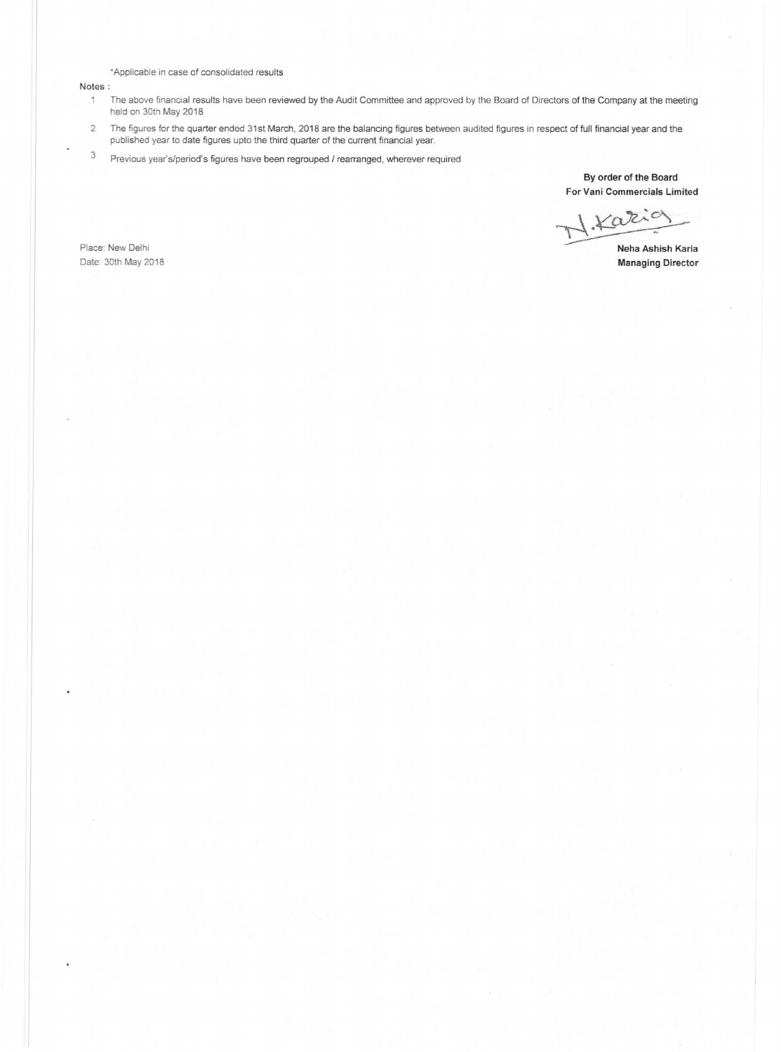*Applicable in case of consolidated results

**Notes :**

1. The above financial results have been reviewed by the Audit Committee and approved by the Board of Directors of the Company at the meeting held on 30th May 2018
2. The figures for the quarter ended 31st March, 2018 are the balancing figures between audited figures in respect of full financial year and the published year to date figures upto the third quarter of the current financial year.
3. Previous year's/period's figures have been regrouped / rearranged, wherever required

**By order of the Board**
**For Vani Commercials Limited**

N. Karia

**Neha Ashish Karia**
**Managing Director**

Place: New Delhi
Date: 30th May 2018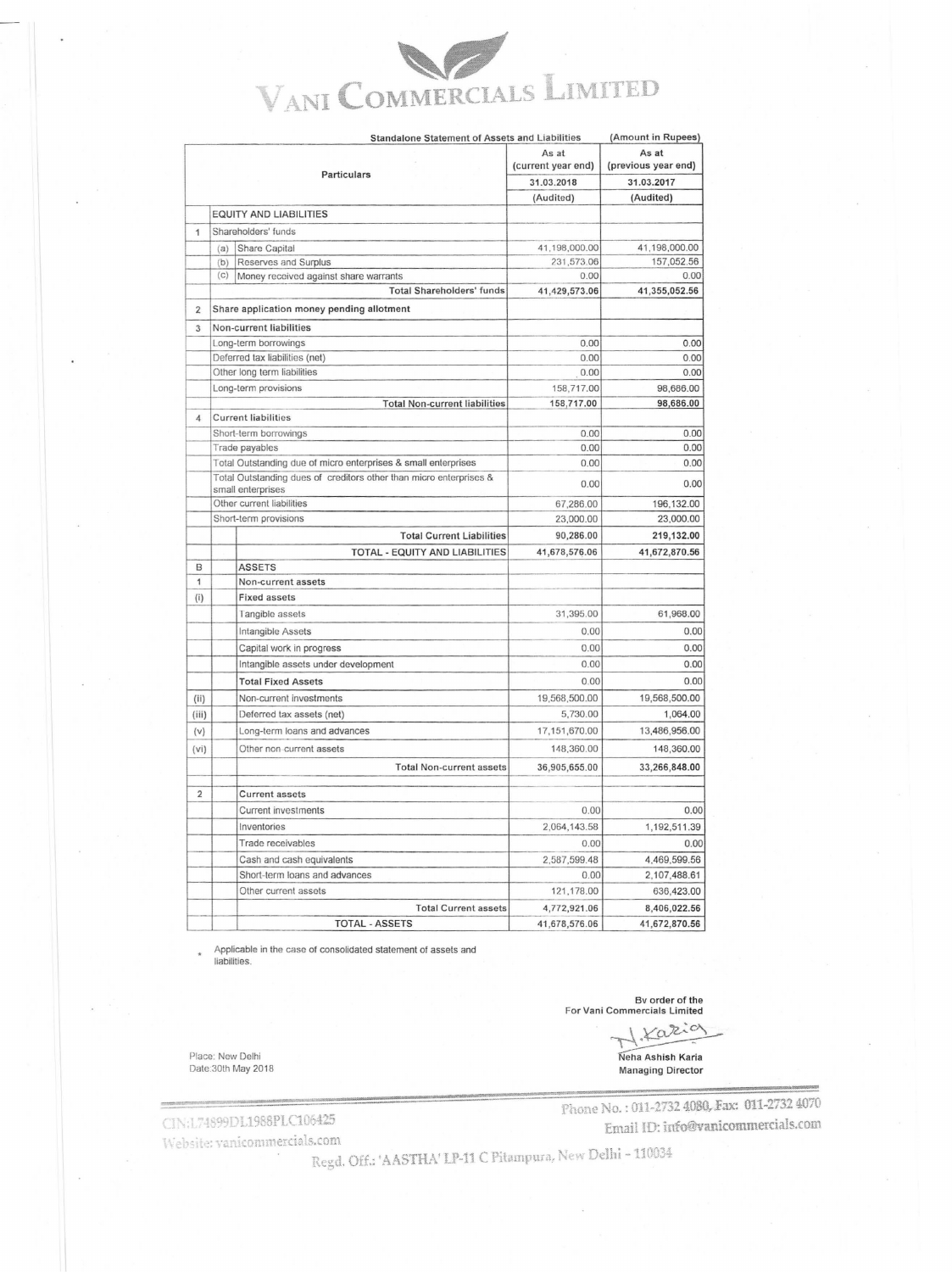# VANI COMMERCIALS LIMITED

**Standalone Statement of Assets and Liabilities** (Amount in Rupees)

| | | Particulars | As at (current year end) 31.03.2018 (Audited) | As at (previous year end) 31.03.2017 (Audited) |
|---|---|---|---|---|
| | | **EQUITY AND LIABILITIES** | | |
| 1 | | Shareholders' funds | | |
| | (a) | Share Capital | 41,198,000.00 | 41,198,000.00 |
| | (b) | Reserves and Surplus | 231,573.06 | 157,052.56 |
| | (c) | Money received against share warrants | 0.00 | 0.00 |
| | | **Total Shareholders' funds** | **41,429,573.06** | **41,355,052.56** |
| 2 | | **Share application money pending allotment** | | |
| 3 | | **Non-current liabilities** | | |
| | | Long-term borrowings | 0.00 | 0.00 |
| | | Deferred tax liabilities (net) | 0.00 | 0.00 |
| | | Other long term liabilities | 0.00 | 0.00 |
| | | Long-term provisions | 158,717.00 | 98,686.00 |
| | | **Total Non-current liabilities** | **158,717.00** | **98,686.00** |
| 4 | | Current liabilities | | |
| | | Short-term borrowings | 0.00 | 0.00 |
| | | Trade payables | 0.00 | 0.00 |
| | | Total Outstanding due of micro enterprises & small enterprises | 0.00 | 0.00 |
| | | Total Outstanding dues of creditors other than micro enterprises & small enterprises | 0.00 | 0.00 |
| | | Other current liabilities | 67,286.00 | 196,132.00 |
| | | Short-term provisions | 23,000.00 | 23,000.00 |
| | | **Total Current Liabilities** | **90,286.00** | **219,132.00** |
| | | **TOTAL - EQUITY AND LIABILITIES** | **41,678,576.06** | **41,672,870.56** |
| B | | **ASSETS** | | |
| 1 | | **Non-current assets** | | |
| (i) | | **Fixed assets** | | |
| | | Tangible assets | 31,395.00 | 61,968.00 |
| | | Intangible Assets | 0.00 | 0.00 |
| | | Capital work in progress | 0.00 | 0.00 |
| | | Intangible assets under development | 0.00 | 0.00 |
| | | **Total Fixed Assets** | 0.00 | 0.00 |
| (ii) | | Non-current investments | 19,568,500.00 | 19,568,500.00 |
| (iii) | | Deferred tax assets (net) | 5,730.00 | 1,064.00 |
| (v) | | Long-term loans and advances | 17,151,670.00 | 13,486,956.00 |
| (vi) | | Other non current assets | 148,360.00 | 148,360.00 |
| | | **Total Non-current assets** | **36,905,655.00** | **33,266,848.00** |
| 2 | | **Current assets** | | |
| | | Current investments | 0.00 | 0.00 |
| | | Inventories | 2,064,143.58 | 1,192,511.39 |
| | | Trade receivables | 0.00 | 0.00 |
| | | Cash and cash equivalents | 2,587,599.48 | 4,469,599.56 |
| | | Short-term loans and advances | 0.00 | 2,107,488.61 |
| | | Other current assets | 121,178.00 | 636,423.00 |
| | | **Total Current assets** | **4,772,921.06** | **8,406,022.56** |
| | | **TOTAL - ASSETS** | **41,678,576.06** | **41,672,870.56** |

\* Applicable in the case of consolidated statement of assets and liabilities.

By order of the
For Vani Commercials Limited

Neha Ashish Karia
Managing Director

Place: New Delhi
Date:30th May 2018

CIN:L74899DL1988PLC106425
Website: vanicommercials.com
Phone No. : 011-2732 4080, Fax: 011-2732 4070
Email ID: info@vanicommercials.com
Regd. Off.: 'AASTHA' LP-11 C Pitampura, New Delhi - 110034